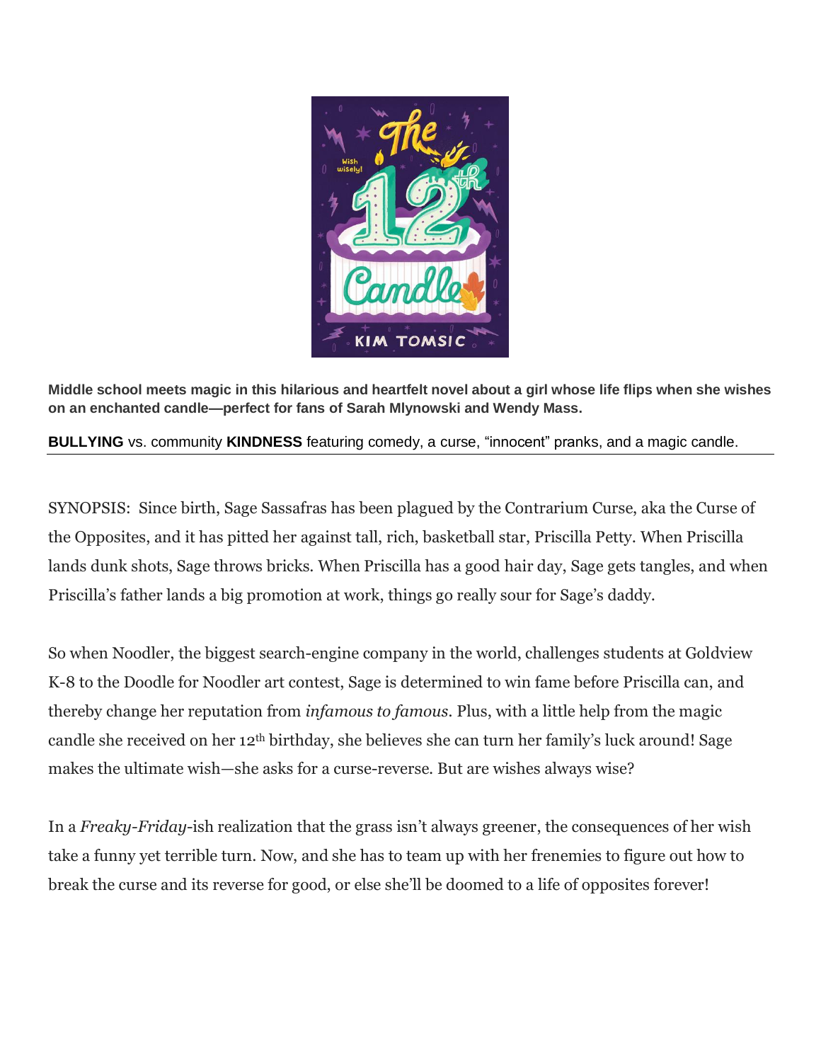**Middle school meets magic in this hilarious and heartfelt novel about a girl whose life flips when she wishes on an enchanted candle—perfect for fans of Sarah Mlynowski and Wendy Mass.**

**BULLYING** vs. community **KINDNESS** featuring comedy, a curse, "innocent" pranks, and a magic candle.

---

SYNOPSIS: Since birth, Sage Sassafras has been plagued by the Contrarium Curse, aka the Curse of the Opposites, and it has pitted her against tall, rich, basketball star, Priscilla Petty. When Priscilla lands dunk shots, Sage throws bricks. When Priscilla has a good hair day, Sage gets tangles, and when Priscilla's father lands a big promotion at work, things go really sour for Sage's daddy.

So when Noodler, the biggest search-engine company in the world, challenges students at Goldview K-8 to the Doodle for Noodler art contest, Sage is determined to win fame before Priscilla can, and thereby change her reputation from *infamous to famous*. Plus, with a little help from the magic candle she received on her 12th birthday, she believes she can turn her family's luck around! Sage makes the ultimate wish—she asks for a curse-reverse. But are wishes always wise?

In a *Freaky-Friday*-ish realization that the grass isn't always greener, the consequences of her wish take a funny yet terrible turn. Now, and she has to team up with her frenemies to figure out how to break the curse and its reverse for good, or else she'll be doomed to a life of opposites forever!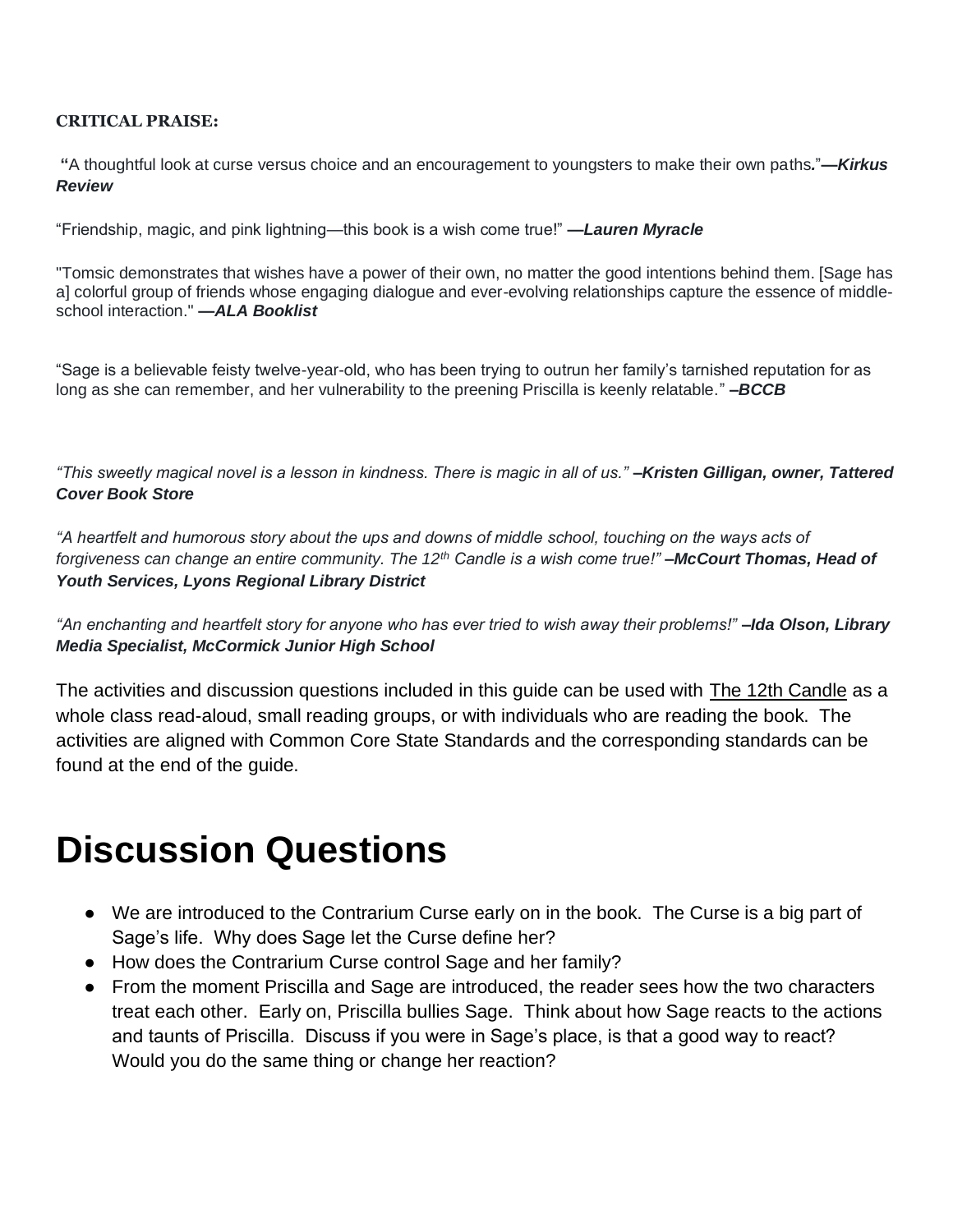**CRITICAL PRAISE:**

"A thoughtful look at curse versus choice and an encouragement to youngsters to make their own paths." ***—Kirkus Review***

"Friendship, magic, and pink lightning—this book is a wish come true!" ***—Lauren Myracle***

"Tomsic demonstrates that wishes have a power of their own, no matter the good intentions behind them. [Sage has a] colorful group of friends whose engaging dialogue and ever-evolving relationships capture the essence of middle-school interaction." ***—ALA Booklist***

"Sage is a believable feisty twelve-year-old, who has been trying to outrun her family's tarnished reputation for as long as she can remember, and her vulnerability to the preening Priscilla is keenly relatable." ***–BCCB***

*"This sweetly magical novel is a lesson in kindness. There is magic in all of us."* ***–Kristen Gilligan, owner, Tattered Cover Book Store***

*"A heartfelt and humorous story about the ups and downs of middle school, touching on the ways acts of forgiveness can change an entire community. The 12th Candle is a wish come true!"* ***–McCourt Thomas, Head of Youth Services, Lyons Regional Library District***

*"An enchanting and heartfelt story for anyone who has ever tried to wish away their problems!"* ***–Ida Olson, Library Media Specialist, McCormick Junior High School***

The activities and discussion questions included in this guide can be used with The 12th Candle as a whole class read-aloud, small reading groups, or with individuals who are reading the book. The activities are aligned with Common Core State Standards and the corresponding standards can be found at the end of the guide.

# Discussion Questions

- We are introduced to the Contrarium Curse early on in the book. The Curse is a big part of Sage's life. Why does Sage let the Curse define her?
- How does the Contrarium Curse control Sage and her family?
- From the moment Priscilla and Sage are introduced, the reader sees how the two characters treat each other. Early on, Priscilla bullies Sage. Think about how Sage reacts to the actions and taunts of Priscilla. Discuss if you were in Sage's place, is that a good way to react? Would you do the same thing or change her reaction?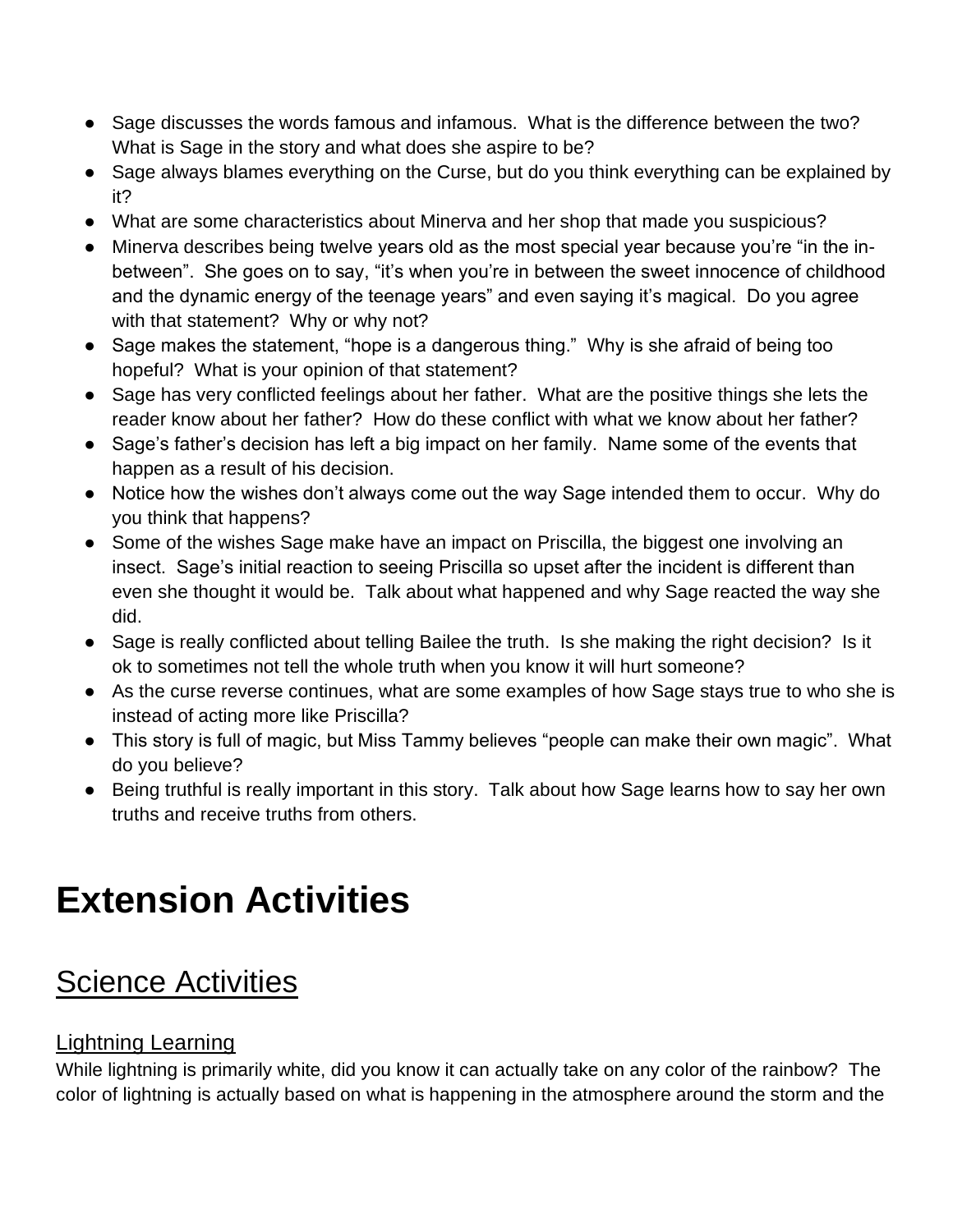- Sage discusses the words famous and infamous. What is the difference between the two? What is Sage in the story and what does she aspire to be?
- Sage always blames everything on the Curse, but do you think everything can be explained by it?
- What are some characteristics about Minerva and her shop that made you suspicious?
- Minerva describes being twelve years old as the most special year because you're "in the in-between". She goes on to say, "it's when you're in between the sweet innocence of childhood and the dynamic energy of the teenage years" and even saying it's magical. Do you agree with that statement? Why or why not?
- Sage makes the statement, "hope is a dangerous thing." Why is she afraid of being too hopeful? What is your opinion of that statement?
- Sage has very conflicted feelings about her father. What are the positive things she lets the reader know about her father? How do these conflict with what we know about her father?
- Sage's father's decision has left a big impact on her family. Name some of the events that happen as a result of his decision.
- Notice how the wishes don't always come out the way Sage intended them to occur. Why do you think that happens?
- Some of the wishes Sage make have an impact on Priscilla, the biggest one involving an insect. Sage's initial reaction to seeing Priscilla so upset after the incident is different than even she thought it would be. Talk about what happened and why Sage reacted the way she did.
- Sage is really conflicted about telling Bailee the truth. Is she making the right decision? Is it ok to sometimes not tell the whole truth when you know it will hurt someone?
- As the curse reverse continues, what are some examples of how Sage stays true to who she is instead of acting more like Priscilla?
- This story is full of magic, but Miss Tammy believes "people can make their own magic". What do you believe?
- Being truthful is really important in this story. Talk about how Sage learns how to say her own truths and receive truths from others.

# Extension Activities

## Science Activities

### Lightning Learning

While lightning is primarily white, did you know it can actually take on any color of the rainbow? The color of lightning is actually based on what is happening in the atmosphere around the storm and the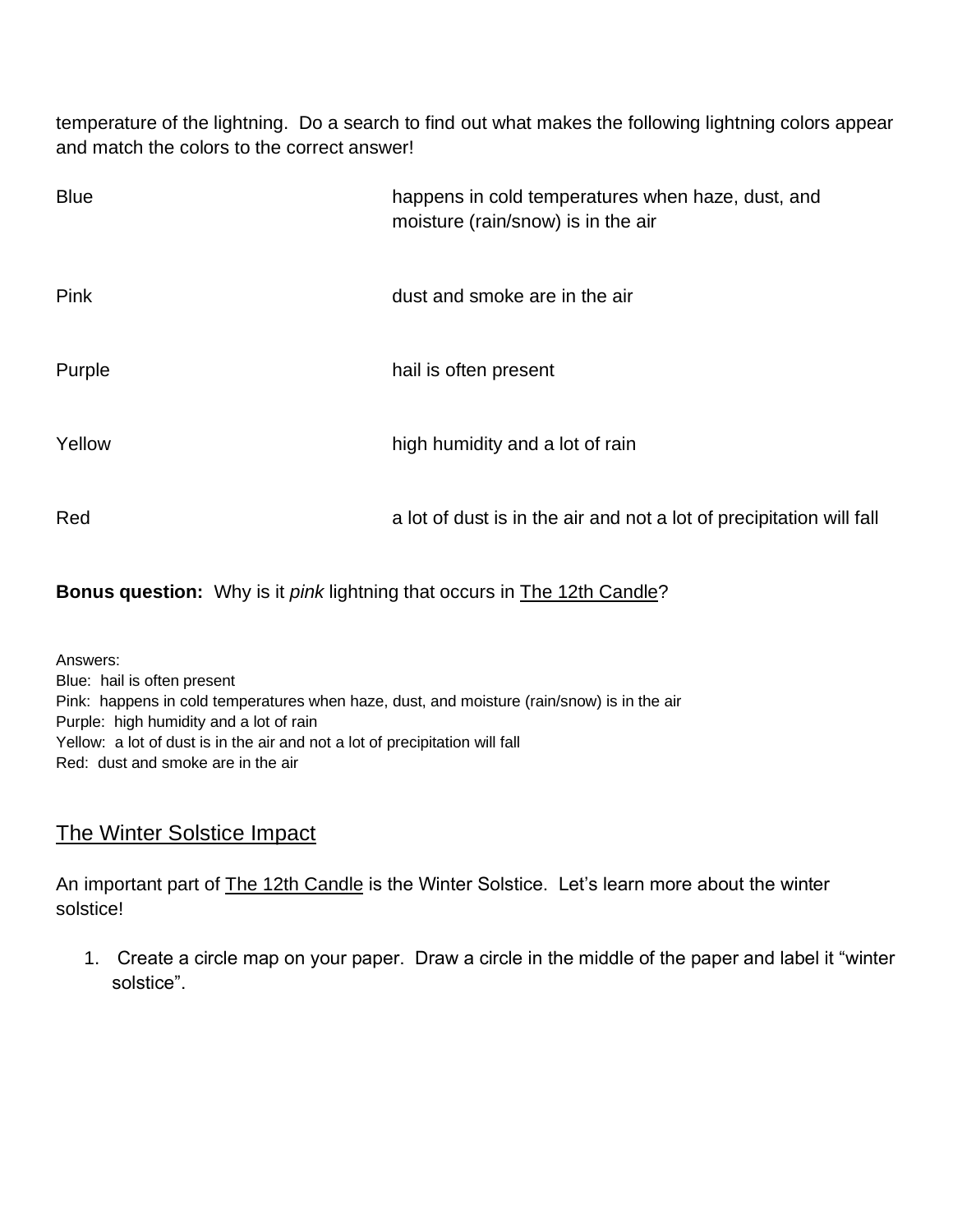temperature of the lightning. Do a search to find out what makes the following lightning colors appear and match the colors to the correct answer!

| | |
|---|---|
| Blue | happens in cold temperatures when haze, dust, and moisture (rain/snow) is in the air |
| Pink | dust and smoke are in the air |
| Purple | hail is often present |
| Yellow | high humidity and a lot of rain |
| Red | a lot of dust is in the air and not a lot of precipitation will fall |

**Bonus question:** Why is it *pink* lightning that occurs in The 12th Candle?

Answers:
Blue: hail is often present
Pink: happens in cold temperatures when haze, dust, and moisture (rain/snow) is in the air
Purple: high humidity and a lot of rain
Yellow: a lot of dust is in the air and not a lot of precipitation will fall
Red: dust and smoke are in the air

## The Winter Solstice Impact

An important part of The 12th Candle is the Winter Solstice. Let's learn more about the winter solstice!

1. Create a circle map on your paper. Draw a circle in the middle of the paper and label it "winter solstice".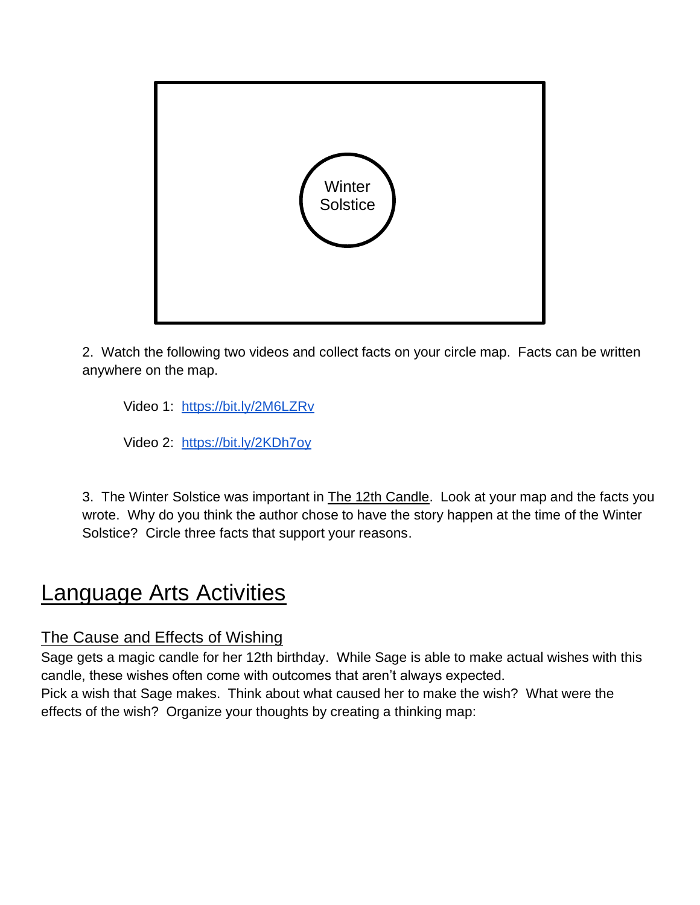Winter Solstice

2. Watch the following two videos and collect facts on your circle map. Facts can be written anywhere on the map.

Video 1: https://bit.ly/2M6LZRv

Video 2: https://bit.ly/2KDh7oy

3. The Winter Solstice was important in The 12th Candle. Look at your map and the facts you wrote. Why do you think the author chose to have the story happen at the time of the Winter Solstice? Circle three facts that support your reasons.

# Language Arts Activities

## The Cause and Effects of Wishing

Sage gets a magic candle for her 12th birthday. While Sage is able to make actual wishes with this candle, these wishes often come with outcomes that aren't always expected.
Pick a wish that Sage makes. Think about what caused her to make the wish? What were the effects of the wish? Organize your thoughts by creating a thinking map: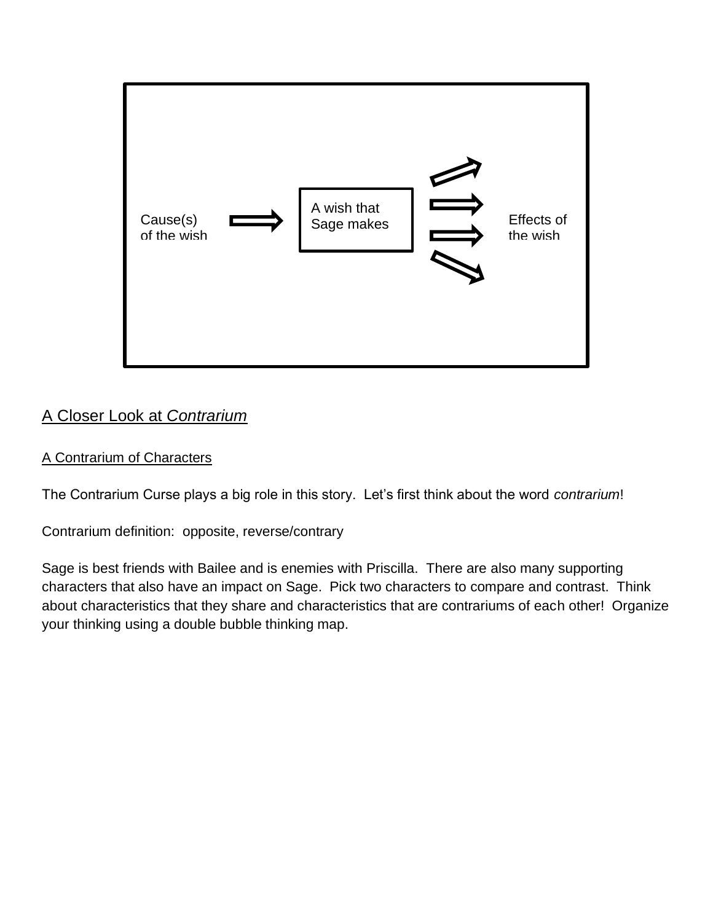Cause(s) of the wish → A wish that Sage makes → Effects of the wish

## A Closer Look at *Contrarium*

### A Contrarium of Characters

The Contrarium Curse plays a big role in this story. Let's first think about the word *contrarium*!

Contrarium definition: opposite, reverse/contrary

Sage is best friends with Bailee and is enemies with Priscilla. There are also many supporting characters that also have an impact on Sage. Pick two characters to compare and contrast. Think about characteristics that they share and characteristics that are contrariums of each other! Organize your thinking using a double bubble thinking map.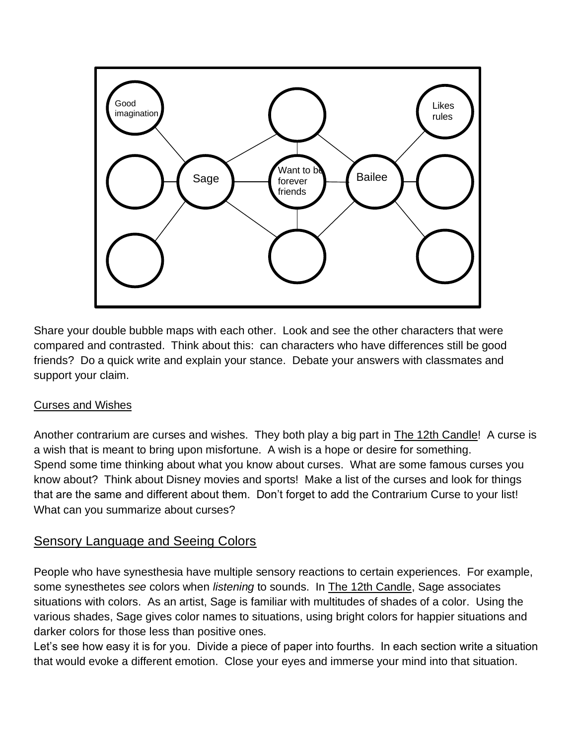Good imagination

Likes rules

Sage

Want to be forever friends

Bailee

Share your double bubble maps with each other. Look and see the other characters that were compared and contrasted. Think about this: can characters who have differences still be good friends? Do a quick write and explain your stance. Debate your answers with classmates and support your claim.

Curses and Wishes

Another contrarium are curses and wishes. They both play a big part in The 12th Candle! A curse is a wish that is meant to bring upon misfortune. A wish is a hope or desire for something. Spend some time thinking about what you know about curses. What are some famous curses you know about? Think about Disney movies and sports! Make a list of the curses and look for things that are the same and different about them. Don't forget to add the Contrarium Curse to your list! What can you summarize about curses?

## Sensory Language and Seeing Colors

People who have synesthesia have multiple sensory reactions to certain experiences. For example, some synesthetes *see* colors when *listening* to sounds. In The 12th Candle, Sage associates situations with colors. As an artist, Sage is familiar with multitudes of shades of a color. Using the various shades, Sage gives color names to situations, using bright colors for happier situations and darker colors for those less than positive ones.
Let's see how easy it is for you. Divide a piece of paper into fourths. In each section write a situation that would evoke a different emotion. Close your eyes and immerse your mind into that situation.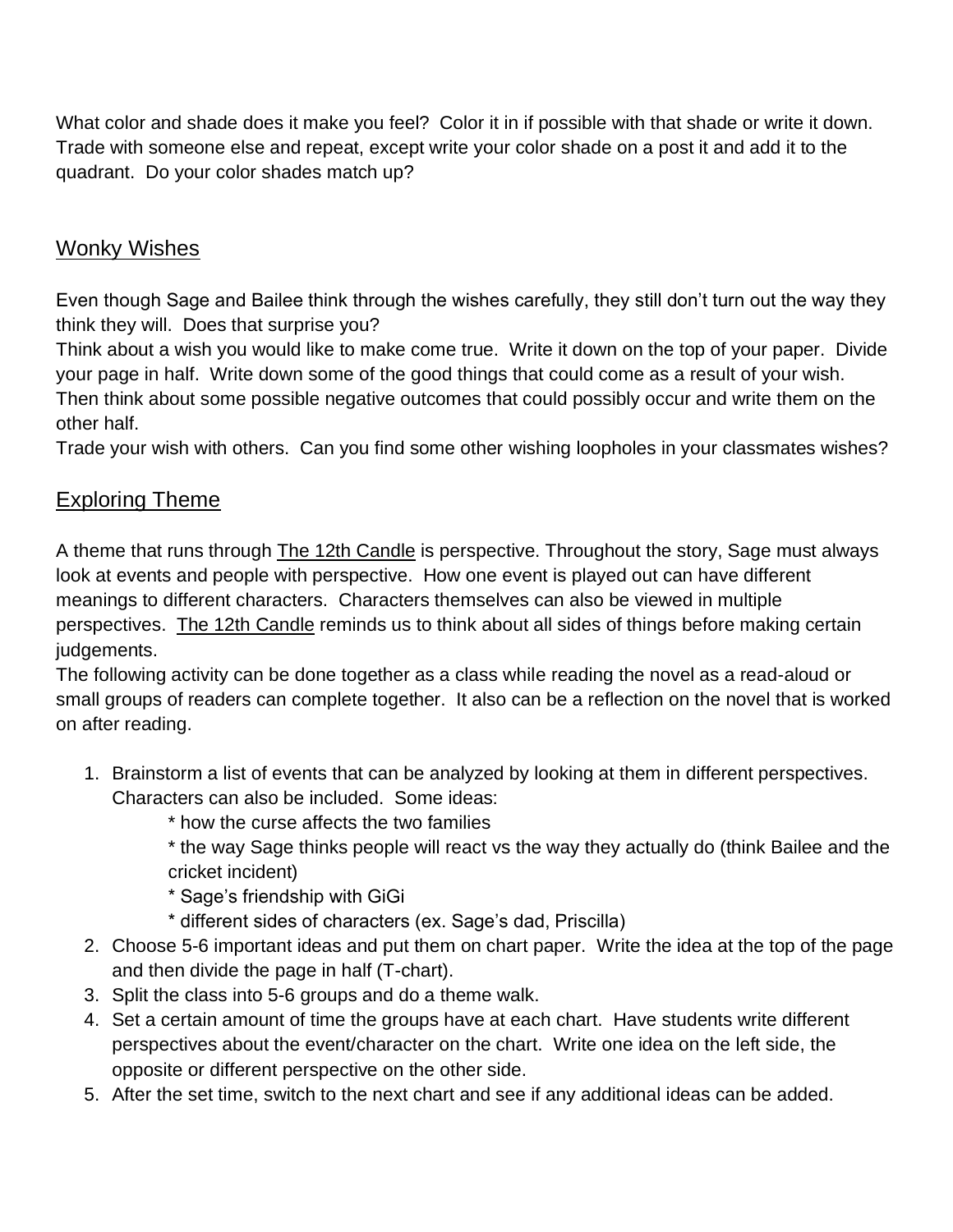What color and shade does it make you feel? Color it in if possible with that shade or write it down. Trade with someone else and repeat, except write your color shade on a post it and add it to the quadrant. Do your color shades match up?

## Wonky Wishes

Even though Sage and Bailee think through the wishes carefully, they still don't turn out the way they think they will. Does that surprise you?

Think about a wish you would like to make come true. Write it down on the top of your paper. Divide your page in half. Write down some of the good things that could come as a result of your wish. Then think about some possible negative outcomes that could possibly occur and write them on the other half.

Trade your wish with others. Can you find some other wishing loopholes in your classmates wishes?

## Exploring Theme

A theme that runs through The 12th Candle is perspective. Throughout the story, Sage must always look at events and people with perspective. How one event is played out can have different meanings to different characters. Characters themselves can also be viewed in multiple perspectives. The 12th Candle reminds us to think about all sides of things before making certain judgements.

The following activity can be done together as a class while reading the novel as a read-aloud or small groups of readers can complete together. It also can be a reflection on the novel that is worked on after reading.

1. Brainstorm a list of events that can be analyzed by looking at them in different perspectives. Characters can also be included. Some ideas:
   * how the curse affects the two families
   * the way Sage thinks people will react vs the way they actually do (think Bailee and the cricket incident)
   * Sage's friendship with GiGi
   * different sides of characters (ex. Sage's dad, Priscilla)
2. Choose 5-6 important ideas and put them on chart paper. Write the idea at the top of the page and then divide the page in half (T-chart).
3. Split the class into 5-6 groups and do a theme walk.
4. Set a certain amount of time the groups have at each chart. Have students write different perspectives about the event/character on the chart. Write one idea on the left side, the opposite or different perspective on the other side.
5. After the set time, switch to the next chart and see if any additional ideas can be added.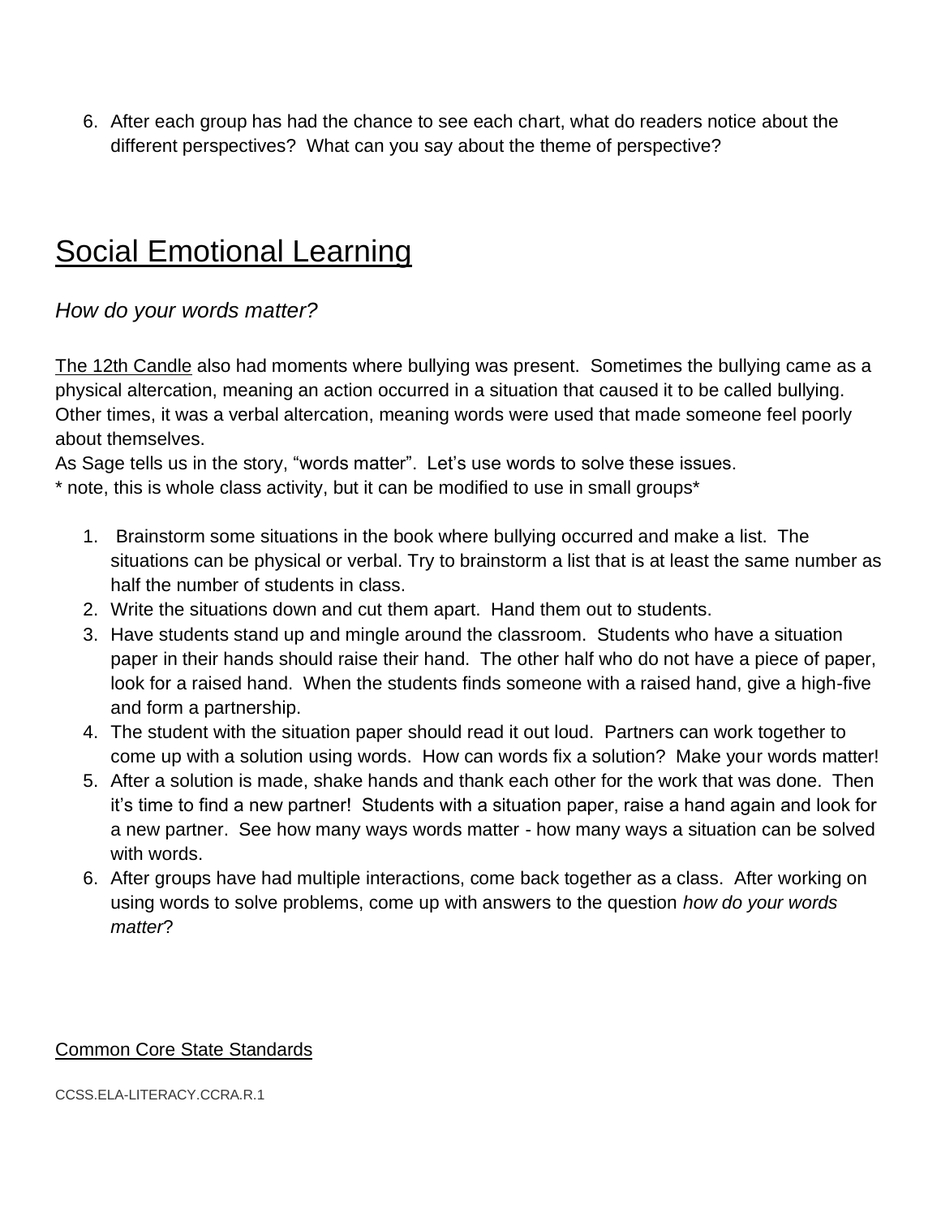6. After each group has had the chance to see each chart, what do readers notice about the different perspectives? What can you say about the theme of perspective?

# Social Emotional Learning

*How do your words matter?*

The 12th Candle also had moments where bullying was present. Sometimes the bullying came as a physical altercation, meaning an action occurred in a situation that caused it to be called bullying. Other times, it was a verbal altercation, meaning words were used that made someone feel poorly about themselves.
As Sage tells us in the story, "words matter". Let's use words to solve these issues.
* note, this is whole class activity, but it can be modified to use in small groups*

1. Brainstorm some situations in the book where bullying occurred and make a list. The situations can be physical or verbal. Try to brainstorm a list that is at least the same number as half the number of students in class.
2. Write the situations down and cut them apart. Hand them out to students.
3. Have students stand up and mingle around the classroom. Students who have a situation paper in their hands should raise their hand. The other half who do not have a piece of paper, look for a raised hand. When the students finds someone with a raised hand, give a high-five and form a partnership.
4. The student with the situation paper should read it out loud. Partners can work together to come up with a solution using words. How can words fix a solution? Make your words matter!
5. After a solution is made, shake hands and thank each other for the work that was done. Then it's time to find a new partner! Students with a situation paper, raise a hand again and look for a new partner. See how many ways words matter - how many ways a situation can be solved with words.
6. After groups have had multiple interactions, come back together as a class. After working on using words to solve problems, come up with answers to the question *how do your words matter*?

## Common Core State Standards

CCSS.ELA-LITERACY.CCRA.R.1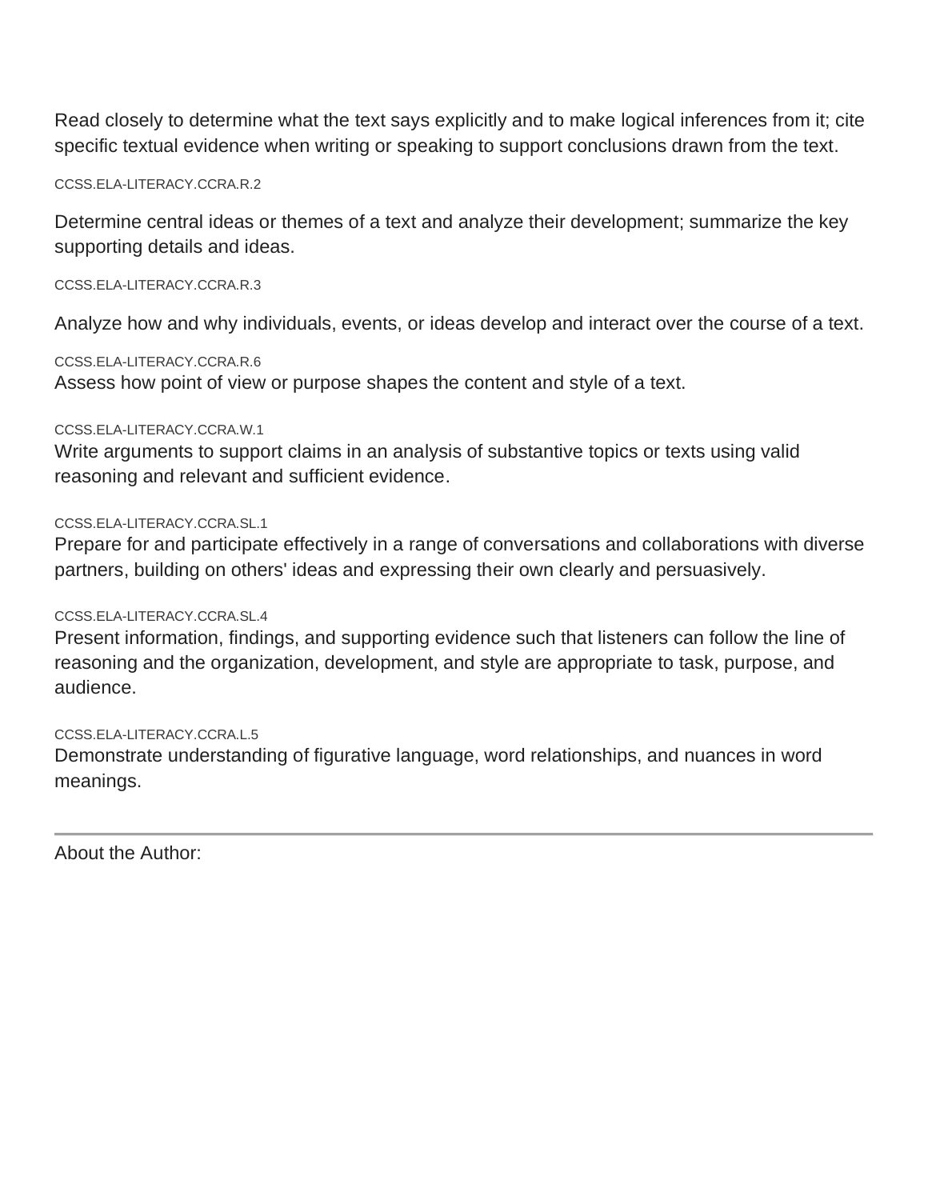Read closely to determine what the text says explicitly and to make logical inferences from it; cite specific textual evidence when writing or speaking to support conclusions drawn from the text.

CCSS.ELA-LITERACY.CCRA.R.2

Determine central ideas or themes of a text and analyze their development; summarize the key supporting details and ideas.

CCSS.ELA-LITERACY.CCRA.R.3

Analyze how and why individuals, events, or ideas develop and interact over the course of a text.

CCSS.ELA-LITERACY.CCRA.R.6

Assess how point of view or purpose shapes the content and style of a text.

CCSS.ELA-LITERACY.CCRA.W.1

Write arguments to support claims in an analysis of substantive topics or texts using valid reasoning and relevant and sufficient evidence.

CCSS.ELA-LITERACY.CCRA.SL.1

Prepare for and participate effectively in a range of conversations and collaborations with diverse partners, building on others' ideas and expressing their own clearly and persuasively.

CCSS.ELA-LITERACY.CCRA.SL.4

Present information, findings, and supporting evidence such that listeners can follow the line of reasoning and the organization, development, and style are appropriate to task, purpose, and audience.

CCSS.ELA-LITERACY.CCRA.L.5

Demonstrate understanding of figurative language, word relationships, and nuances in word meanings.

---

About the Author: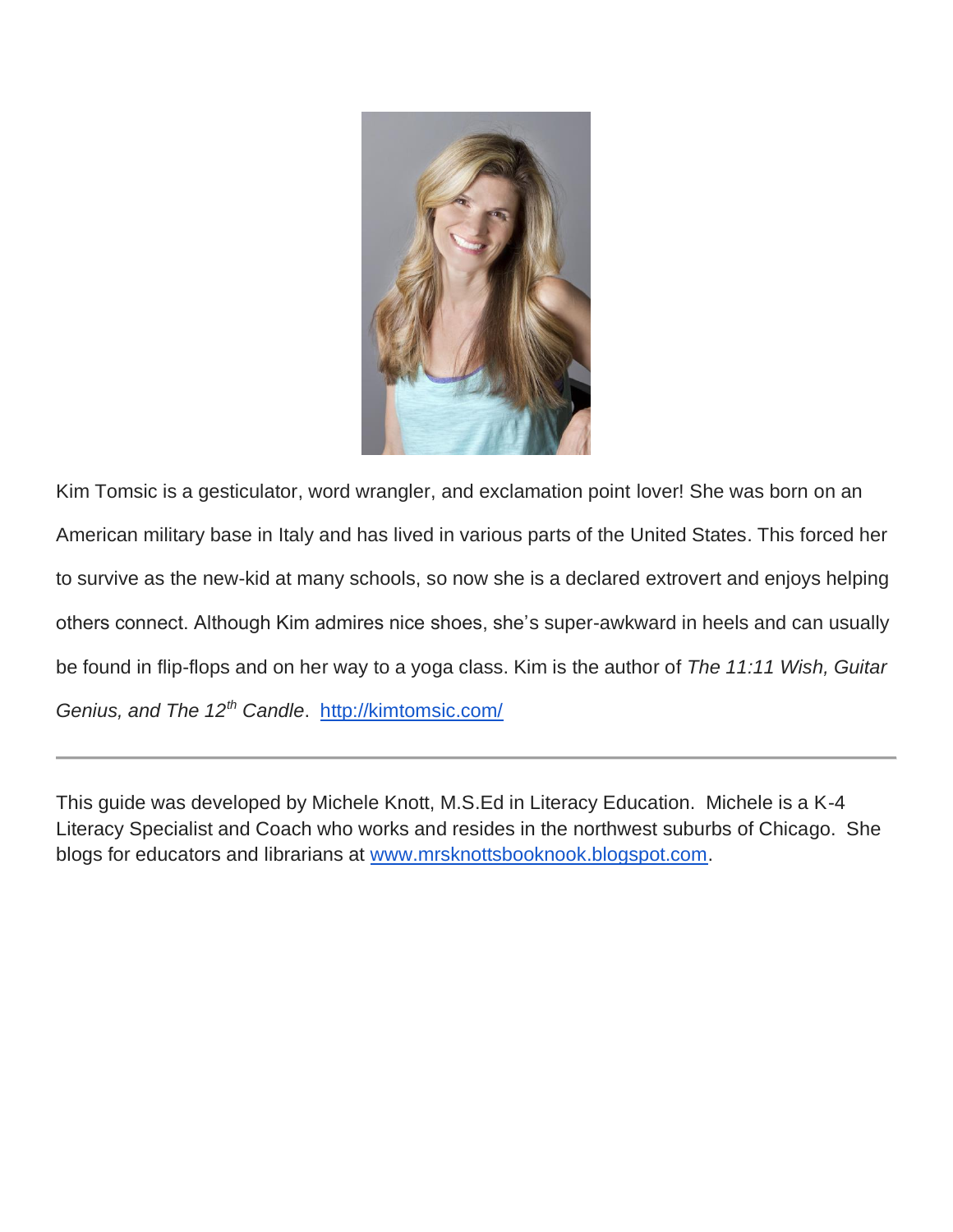Kim Tomsic is a gesticulator, word wrangler, and exclamation point lover! She was born on an American military base in Italy and has lived in various parts of the United States. This forced her to survive as the new-kid at many schools, so now she is a declared extrovert and enjoys helping others connect. Although Kim admires nice shoes, she's super-awkward in heels and can usually be found in flip-flops and on her way to a yoga class. Kim is the author of *The 11:11 Wish, Guitar Genius, and The 12th Candle*. http://kimtomsic.com/

---

This guide was developed by Michele Knott, M.S.Ed in Literacy Education. Michele is a K-4 Literacy Specialist and Coach who works and resides in the northwest suburbs of Chicago. She blogs for educators and librarians at www.mrsknottsbooknook.blogspot.com.